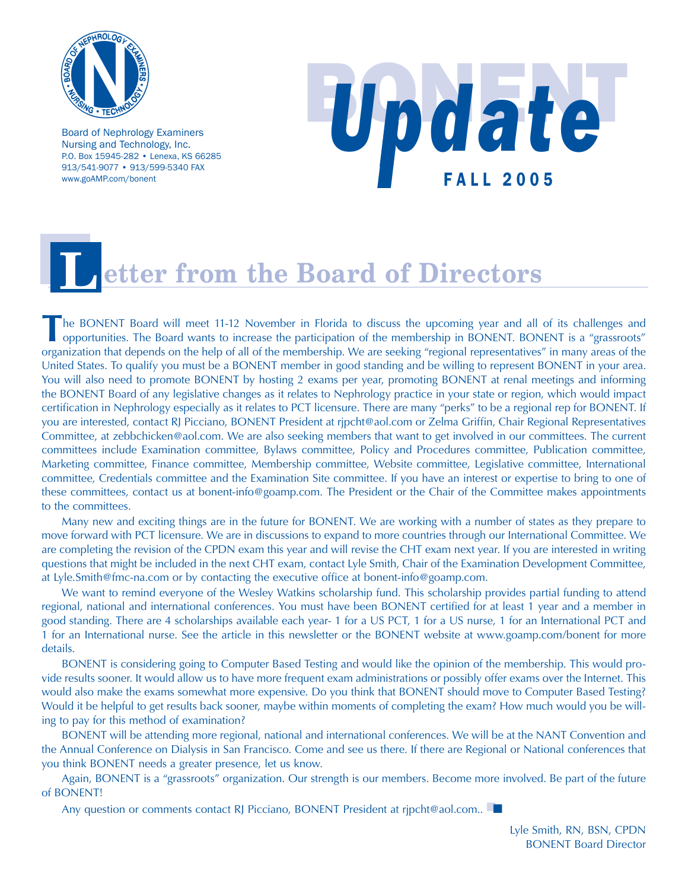Board of Nephrology Examiners
Nursing and Technology, Inc.
P.O. Box 15945-282 • Lenexa, KS 66285
913/541-9077 • 913/599-5340 FAX
www.goAMP.com/bonent

# BONENT *Update*

**FALL 2005**

## Letter from the Board of Directors

The BONENT Board will meet 11-12 November in Florida to discuss the upcoming year and all of its challenges and opportunities. The Board wants to increase the participation of the membership in BONENT. BONENT is a "grassroots" organization that depends on the help of all of the membership. We are seeking "regional representatives" in many areas of the United States. To qualify you must be a BONENT member in good standing and be willing to represent BONENT in your area. You will also need to promote BONENT by hosting 2 exams per year, promoting BONENT at renal meetings and informing the BONENT Board of any legislative changes as it relates to Nephrology practice in your state or region, which would impact certification in Nephrology especially as it relates to PCT licensure. There are many "perks" to be a regional rep for BONENT. If you are interested, contact RJ Picciano, BONENT President at rjpcht@aol.com or Zelma Griffin, Chair Regional Representatives Committee, at zebbchicken@aol.com. We are also seeking members that want to get involved in our committees. The current committees include Examination committee, Bylaws committee, Policy and Procedures committee, Publication committee, Marketing committee, Finance committee, Membership committee, Website committee, Legislative committee, International committee, Credentials committee and the Examination Site committee. If you have an interest or expertise to bring to one of these committees, contact us at bonent-info@goamp.com. The President or the Chair of the Committee makes appointments to the committees.

Many new and exciting things are in the future for BONENT. We are working with a number of states as they prepare to move forward with PCT licensure. We are in discussions to expand to more countries through our International Committee. We are completing the revision of the CPDN exam this year and will revise the CHT exam next year. If you are interested in writing questions that might be included in the next CHT exam, contact Lyle Smith, Chair of the Examination Development Committee, at Lyle.Smith@fmc-na.com or by contacting the executive office at bonent-info@goamp.com.

We want to remind everyone of the Wesley Watkins scholarship fund. This scholarship provides partial funding to attend regional, national and international conferences. You must have been BONENT certified for at least 1 year and a member in good standing. There are 4 scholarships available each year- 1 for a US PCT, 1 for a US nurse, 1 for an International PCT and 1 for an International nurse. See the article in this newsletter or the BONENT website at www.goamp.com/bonent for more details.

BONENT is considering going to Computer Based Testing and would like the opinion of the membership. This would provide results sooner. It would allow us to have more frequent exam administrations or possibly offer exams over the Internet. This would also make the exams somewhat more expensive. Do you think that BONENT should move to Computer Based Testing? Would it be helpful to get results back sooner, maybe within moments of completing the exam? How much would you be willing to pay for this method of examination?

BONENT will be attending more regional, national and international conferences. We will be at the NANT Convention and the Annual Conference on Dialysis in San Francisco. Come and see us there. If there are Regional or National conferences that you think BONENT needs a greater presence, let us know.

Again, BONENT is a "grassroots" organization. Our strength is our members. Become more involved. Be part of the future of BONENT!

Any question or comments contact RJ Picciano, BONENT President at rjpcht@aol.com..

Lyle Smith, RN, BSN, CPDN
BONENT Board Director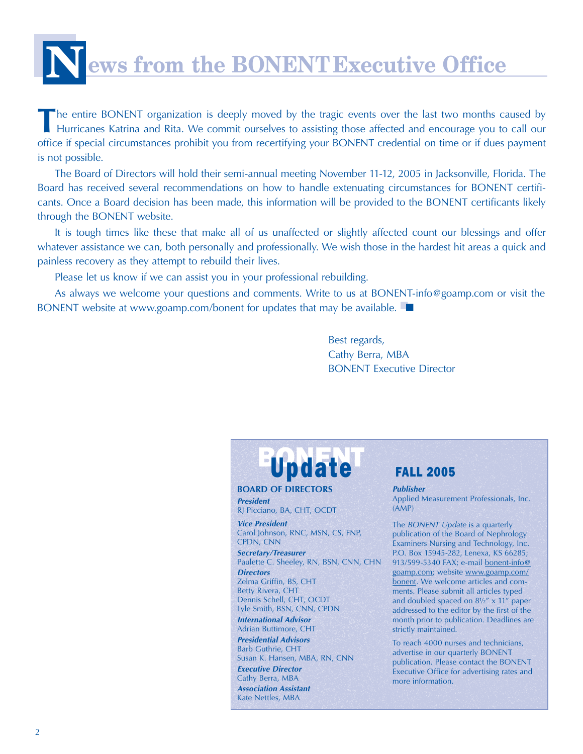# News from the BONENT Executive Office

The entire BONENT organization is deeply moved by the tragic events over the last two months caused by Hurricanes Katrina and Rita. We commit ourselves to assisting those affected and encourage you to call our office if special circumstances prohibit you from recertifying your BONENT credential on time or if dues payment is not possible.

The Board of Directors will hold their semi-annual meeting November 11-12, 2005 in Jacksonville, Florida. The Board has received several recommendations on how to handle extenuating circumstances for BONENT certificants. Once a Board decision has been made, this information will be provided to the BONENT certificants likely through the BONENT website.

It is tough times like these that make all of us unaffected or slightly affected count our blessings and offer whatever assistance we can, both personally and professionally. We wish those in the hardest hit areas a quick and painless recovery as they attempt to rebuild their lives.

Please let us know if we can assist you in your professional rebuilding.

As always we welcome your questions and comments. Write to us at BONENT-info@goamp.com or visit the BONENT website at www.goamp.com/bonent for updates that may be available.

Best regards,
Cathy Berra, MBA
BONENT Executive Director

---

## BONENT Update

### FALL 2005

**BOARD OF DIRECTORS**

***President***
RJ Picciano, BA, CHT, OCDT

***Vice President***
Carol Johnson, RNC, MSN, CS, FNP, CPDN, CNN

***Secretary/Treasurer***
Paulette C. Sheeley, RN, BSN, CNN, CHN

***Directors***
Zelma Griffin, BS, CHT
Betty Rivera, CHT
Dennis Schell, CHT, OCDT
Lyle Smith, BSN, CNN, CPDN

***International Advisor***
Adrian Buttimore, CHT

***Presidential Advisors***
Barb Guthrie, CHT
Susan K. Hansen, MBA, RN, CNN

***Executive Director***
Cathy Berra, MBA

***Association Assistant***
Kate Nettles, MBA

***Publisher***
Applied Measurement Professionals, Inc. (AMP)

The *BONENT Update* is a quarterly publication of the Board of Nephrology Examiners Nursing and Technology, Inc. P.O. Box 15945-282, Lenexa, KS 66285; 913/599-5340 FAX; e-mail bonent-info@goamp.com; website www.goamp.com/bonent. We welcome articles and comments. Please submit all articles typed and doubled spaced on 8½" x 11" paper addressed to the editor by the first of the month prior to publication. Deadlines are strictly maintained.

To reach 4000 nurses and technicians, advertise in our quarterly BONENT publication. Please contact the BONENT Executive Office for advertising rates and more information.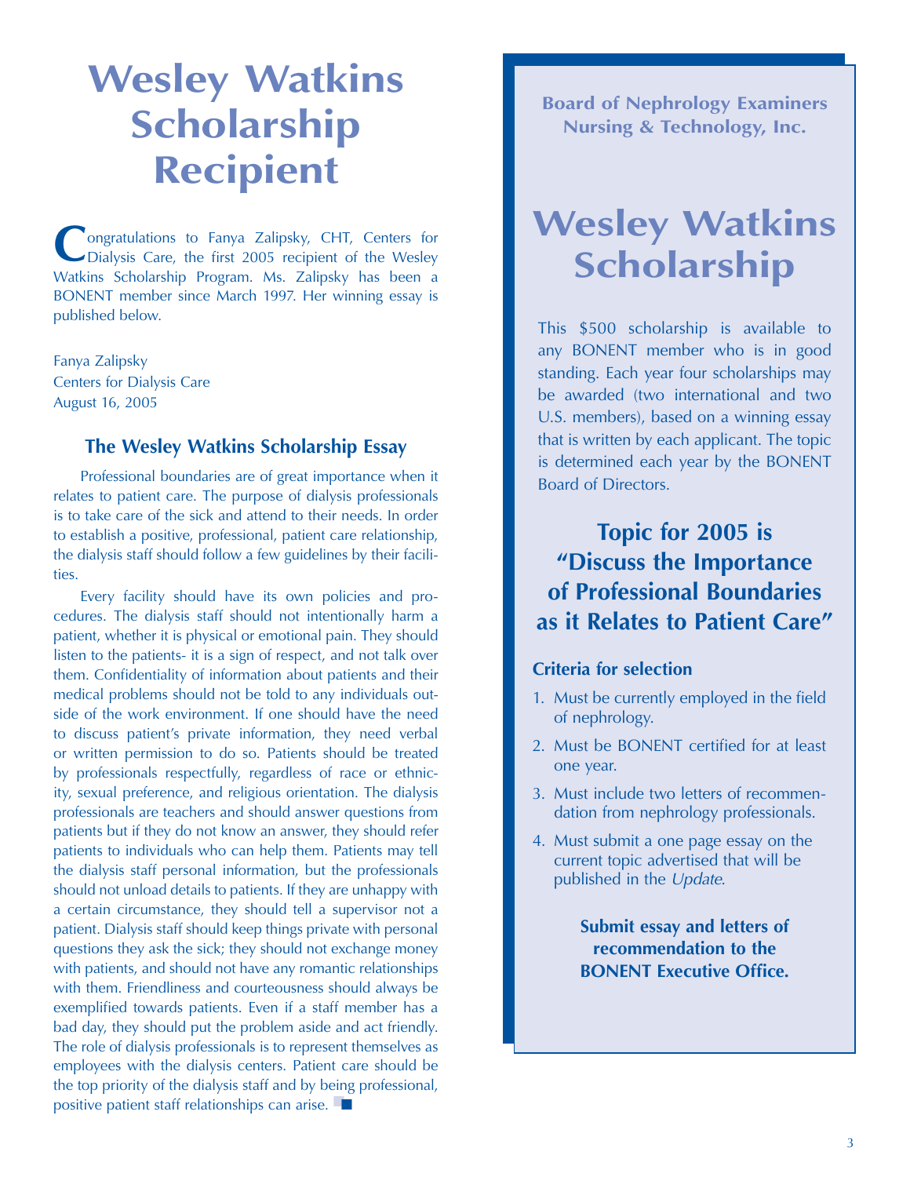# Wesley Watkins Scholarship Recipient

Congratulations to Fanya Zalipsky, CHT, Centers for Dialysis Care, the first 2005 recipient of the Wesley Watkins Scholarship Program. Ms. Zalipsky has been a BONENT member since March 1997. Her winning essay is published below.

Fanya Zalipsky
Centers for Dialysis Care
August 16, 2005

### The Wesley Watkins Scholarship Essay

Professional boundaries are of great importance when it relates to patient care. The purpose of dialysis professionals is to take care of the sick and attend to their needs. In order to establish a positive, professional, patient care relationship, the dialysis staff should follow a few guidelines by their facilities.

Every facility should have its own policies and procedures. The dialysis staff should not intentionally harm a patient, whether it is physical or emotional pain. They should listen to the patients- it is a sign of respect, and not talk over them. Confidentiality of information about patients and their medical problems should not be told to any individuals outside of the work environment. If one should have the need to discuss patient's private information, they need verbal or written permission to do so. Patients should be treated by professionals respectfully, regardless of race or ethnicity, sexual preference, and religious orientation. The dialysis professionals are teachers and should answer questions from patients but if they do not know an answer, they should refer patients to individuals who can help them. Patients may tell the dialysis staff personal information, but the professionals should not unload details to patients. If they are unhappy with a certain circumstance, they should tell a supervisor not a patient. Dialysis staff should keep things private with personal questions they ask the sick; they should not exchange money with patients, and should not have any romantic relationships with them. Friendliness and courteousness should always be exemplified towards patients. Even if a staff member has a bad day, they should put the problem aside and act friendly. The role of dialysis professionals is to represent themselves as employees with the dialysis centers. Patient care should be the top priority of the dialysis staff and by being professional, positive patient staff relationships can arise.

---

**Board of Nephrology Examiners Nursing & Technology, Inc.**

## Wesley Watkins Scholarship

This $500 scholarship is available to any BONENT member who is in good standing. Each year four scholarships may be awarded (two international and two U.S. members), based on a winning essay that is written by each applicant. The topic is determined each year by the BONENT Board of Directors.

### Topic for 2005 is "Discuss the Importance of Professional Boundaries as it Relates to Patient Care"

**Criteria for selection**

1. Must be currently employed in the field of nephrology.
2. Must be BONENT certified for at least one year.
3. Must include two letters of recommendation from nephrology professionals.
4. Must submit a one page essay on the current topic advertised that will be published in the *Update*.

**Submit essay and letters of recommendation to the BONENT Executive Office.**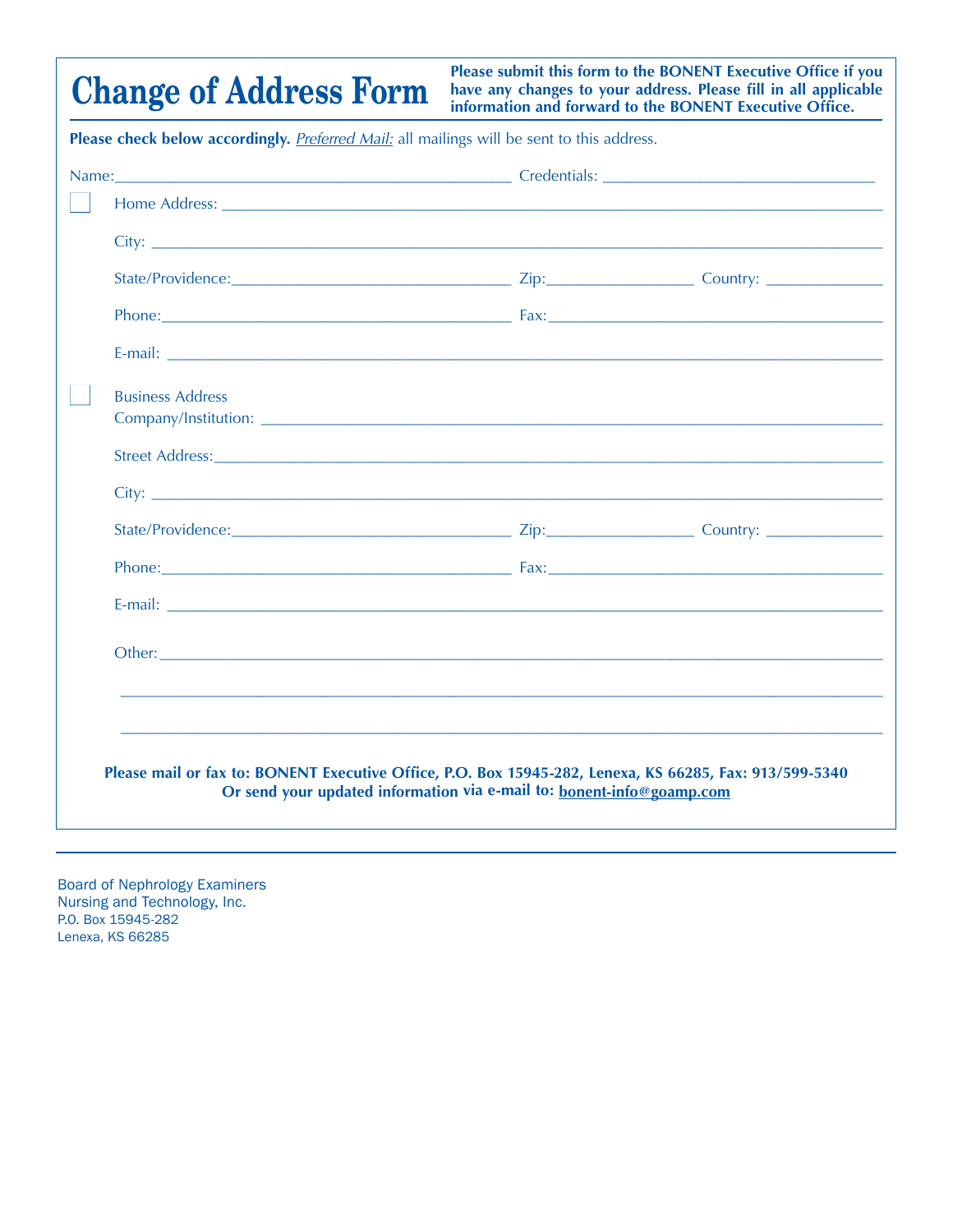# Change of Address Form

**Please submit this form to the BONENT Executive Office if you have any changes to your address. Please fill in all applicable information and forward to the BONENT Executive Office.**

**Please check below accordingly.** *Preferred Mail:* all mailings will be sent to this address.

Name:________________________________________ Credentials: ____________________________

☐ Home Address: ____________________________________________________________________

City: ____________________________________________________________________

State/Providence:____________________________ Zip:______________ Country: ____________

Phone:____________________________________ Fax:____________________________________

E-mail: ____________________________________________________________________

☐ Business Address

Company/Institution: ____________________________________________________________

Street Address:____________________________________________________________________

City: ____________________________________________________________________

State/Providence:____________________________ Zip:______________ Country: ____________

Phone:____________________________________ Fax:____________________________________

E-mail: ____________________________________________________________________

Other:____________________________________________________________________

____________________________________________________________________

____________________________________________________________________

**Please mail or fax to: BONENT Executive Office, P.O. Box 15945-282, Lenexa, KS 66285, Fax: 913/599-5340**
**Or send your updated information via e-mail to: bonent-info@goamp.com**

Board of Nephrology Examiners
Nursing and Technology, Inc.
P.O. Box 15945-282
Lenexa, KS 66285